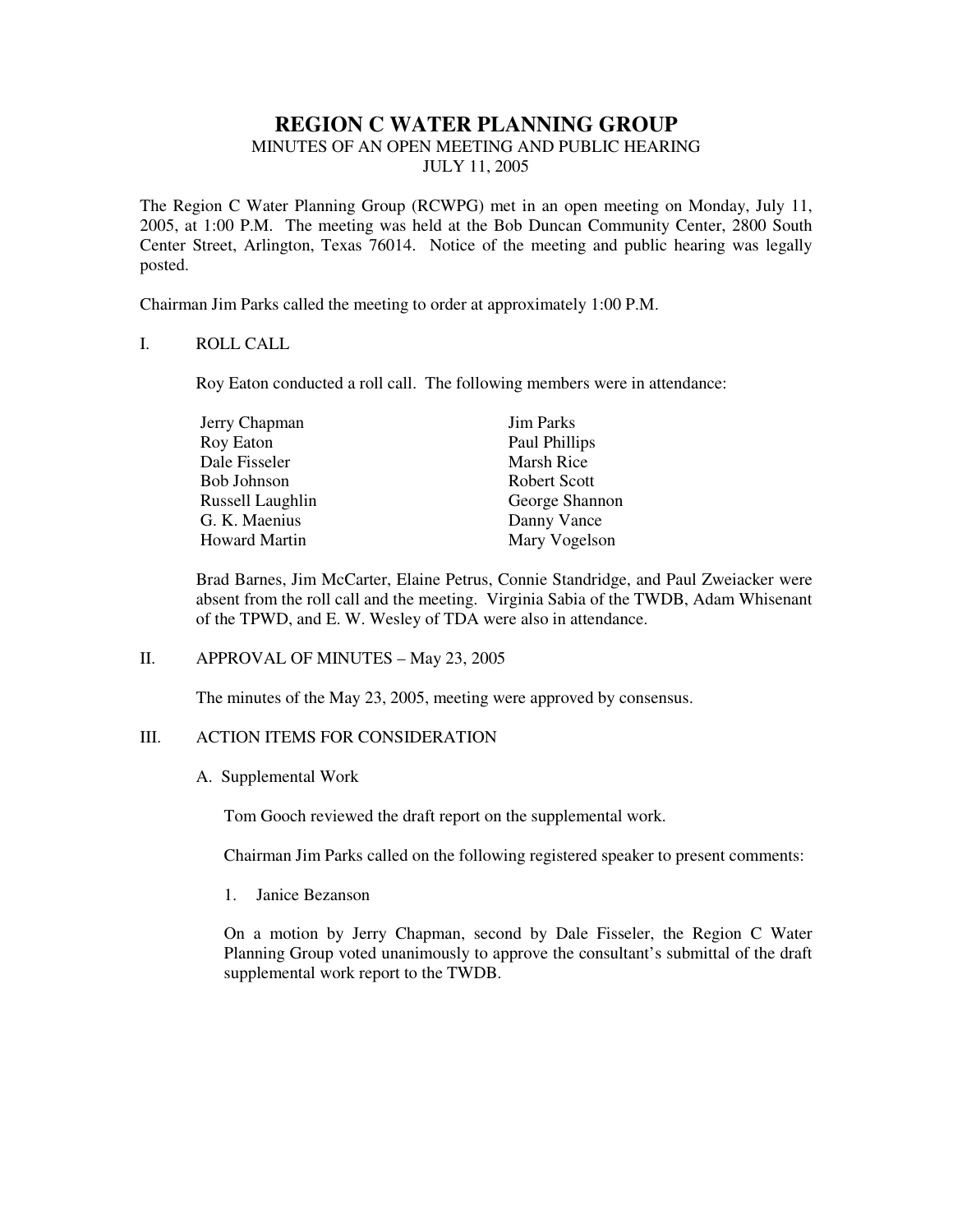# REGION C WATER PLANNING GROUP

MINUTES OF AN OPEN MEETING AND PUBLIC HEARING
JULY 11, 2005

The Region C Water Planning Group (RCWPG) met in an open meeting on Monday, July 11, 2005, at 1:00 P.M. The meeting was held at the Bob Duncan Community Center, 2800 South Center Street, Arlington, Texas 76014. Notice of the meeting and public hearing was legally posted.

Chairman Jim Parks called the meeting to order at approximately 1:00 P.M.

## I. ROLL CALL

Roy Eaton conducted a roll call. The following members were in attendance:

| | |
|---|---|
| Jerry Chapman | Jim Parks |
| Roy Eaton | Paul Phillips |
| Dale Fisseler | Marsh Rice |
| Bob Johnson | Robert Scott |
| Russell Laughlin | George Shannon |
| G. K. Maenius | Danny Vance |
| Howard Martin | Mary Vogelson |

Brad Barnes, Jim McCarter, Elaine Petrus, Connie Standridge, and Paul Zweiacker were absent from the roll call and the meeting. Virginia Sabia of the TWDB, Adam Whisenant of the TPWD, and E. W. Wesley of TDA were also in attendance.

## II. APPROVAL OF MINUTES – May 23, 2005

The minutes of the May 23, 2005, meeting were approved by consensus.

## III. ACTION ITEMS FOR CONSIDERATION

### A. Supplemental Work

Tom Gooch reviewed the draft report on the supplemental work.

Chairman Jim Parks called on the following registered speaker to present comments:

1. Janice Bezanson

On a motion by Jerry Chapman, second by Dale Fisseler, the Region C Water Planning Group voted unanimously to approve the consultant's submittal of the draft supplemental work report to the TWDB.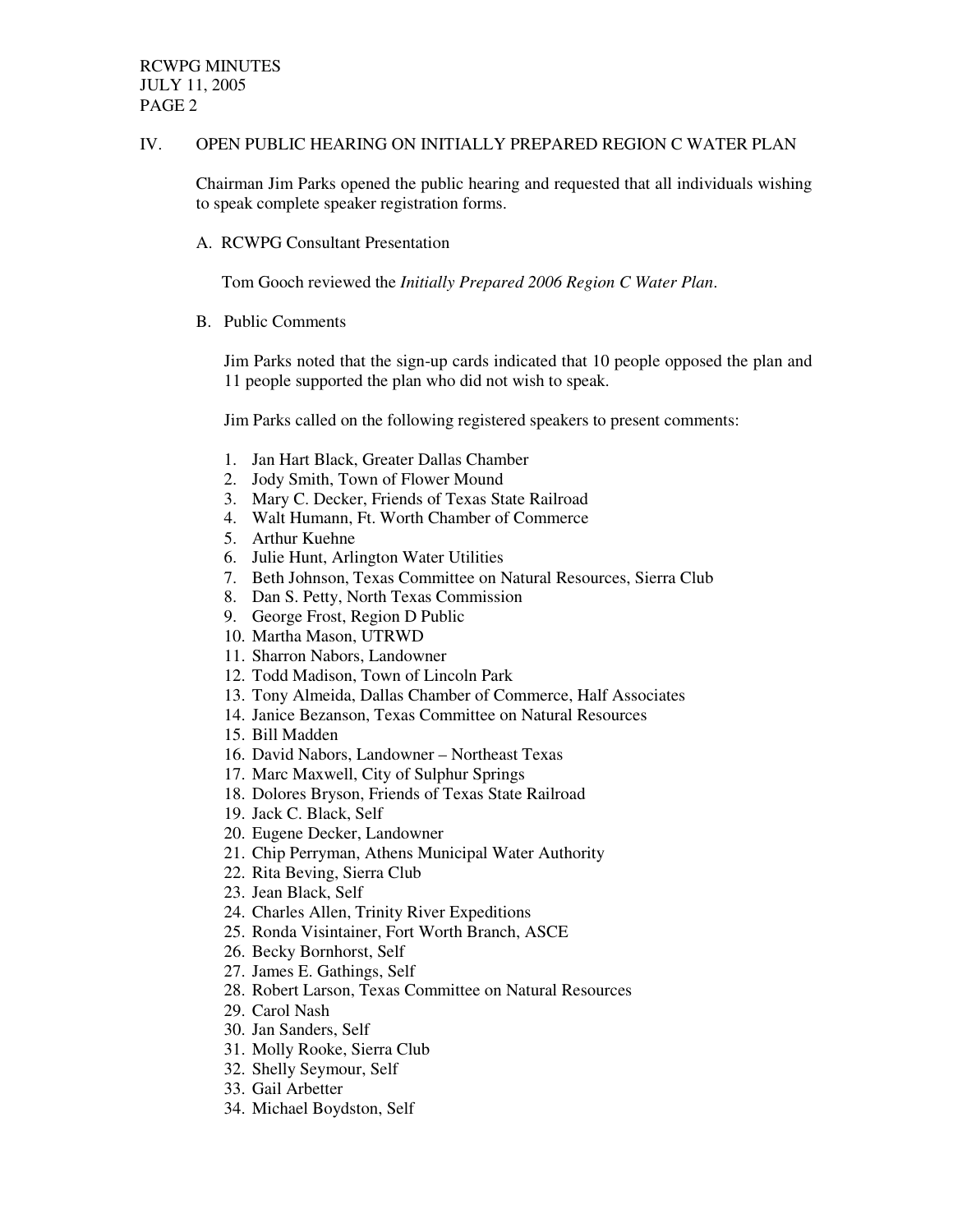## IV. OPEN PUBLIC HEARING ON INITIALLY PREPARED REGION C WATER PLAN

Chairman Jim Parks opened the public hearing and requested that all individuals wishing to speak complete speaker registration forms.

### A. RCWPG Consultant Presentation

Tom Gooch reviewed the *Initially Prepared 2006 Region C Water Plan*.

### B. Public Comments

Jim Parks noted that the sign-up cards indicated that 10 people opposed the plan and 11 people supported the plan who did not wish to speak.

Jim Parks called on the following registered speakers to present comments:

1. Jan Hart Black, Greater Dallas Chamber
2. Jody Smith, Town of Flower Mound
3. Mary C. Decker, Friends of Texas State Railroad
4. Walt Humann, Ft. Worth Chamber of Commerce
5. Arthur Kuehne
6. Julie Hunt, Arlington Water Utilities
7. Beth Johnson, Texas Committee on Natural Resources, Sierra Club
8. Dan S. Petty, North Texas Commission
9. George Frost, Region D Public
10. Martha Mason, UTRWD
11. Sharron Nabors, Landowner
12. Todd Madison, Town of Lincoln Park
13. Tony Almeida, Dallas Chamber of Commerce, Half Associates
14. Janice Bezanson, Texas Committee on Natural Resources
15. Bill Madden
16. David Nabors, Landowner – Northeast Texas
17. Marc Maxwell, City of Sulphur Springs
18. Dolores Bryson, Friends of Texas State Railroad
19. Jack C. Black, Self
20. Eugene Decker, Landowner
21. Chip Perryman, Athens Municipal Water Authority
22. Rita Beving, Sierra Club
23. Jean Black, Self
24. Charles Allen, Trinity River Expeditions
25. Ronda Visintainer, Fort Worth Branch, ASCE
26. Becky Bornhorst, Self
27. James E. Gathings, Self
28. Robert Larson, Texas Committee on Natural Resources
29. Carol Nash
30. Jan Sanders, Self
31. Molly Rooke, Sierra Club
32. Shelly Seymour, Self
33. Gail Arbetter
34. Michael Boydston, Self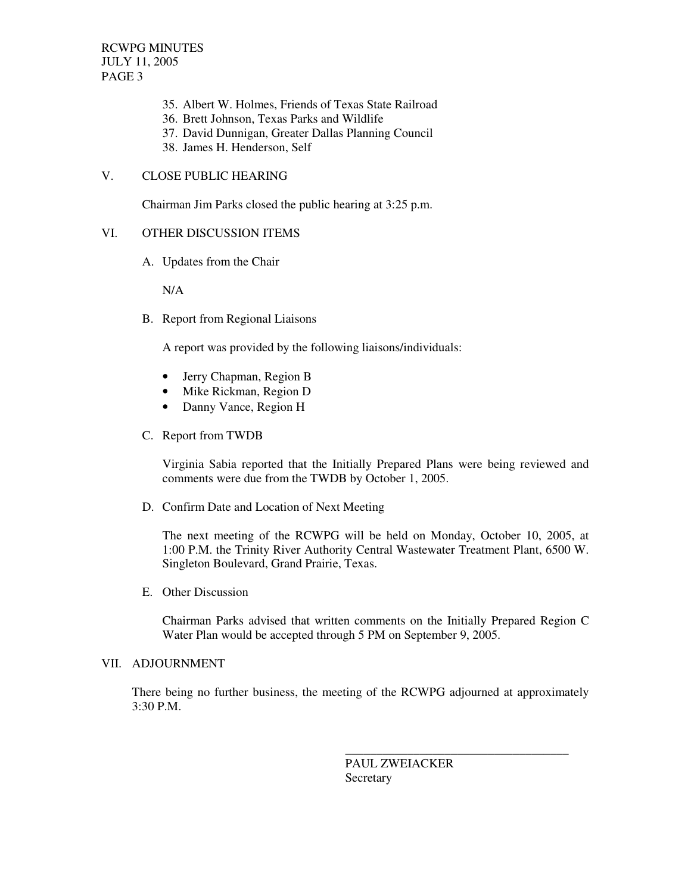35. Albert W. Holmes, Friends of Texas State Railroad
36. Brett Johnson, Texas Parks and Wildlife
37. David Dunnigan, Greater Dallas Planning Council
38. James H. Henderson, Self

## V. CLOSE PUBLIC HEARING

Chairman Jim Parks closed the public hearing at 3:25 p.m.

## VI. OTHER DISCUSSION ITEMS

A. Updates from the Chair

N/A

B. Report from Regional Liaisons

A report was provided by the following liaisons/individuals:

- Jerry Chapman, Region B
- Mike Rickman, Region D
- Danny Vance, Region H

C. Report from TWDB

Virginia Sabia reported that the Initially Prepared Plans were being reviewed and comments were due from the TWDB by October 1, 2005.

D. Confirm Date and Location of Next Meeting

The next meeting of the RCWPG will be held on Monday, October 10, 2005, at 1:00 P.M. the Trinity River Authority Central Wastewater Treatment Plant, 6500 W. Singleton Boulevard, Grand Prairie, Texas.

E. Other Discussion

Chairman Parks advised that written comments on the Initially Prepared Region C Water Plan would be accepted through 5 PM on September 9, 2005.

## VII. ADJOURNMENT

There being no further business, the meeting of the RCWPG adjourned at approximately 3:30 P.M.

_____________________________________
PAUL ZWEIACKER
Secretary